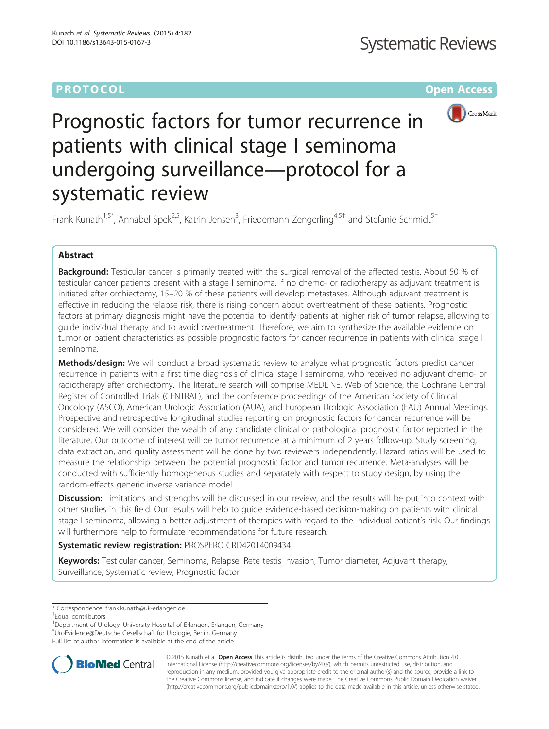PROTOCOL

Open Access

# Prognostic factors for tumor recurrence in patients with clinical stage I seminoma undergoing surveillance—protocol for a systematic review

Frank Kunath[1,5*], Annabel Spek[2,5], Katrin Jensen[3], Friedemann Zengerling[4,5†] and Stefanie Schmidt[5†]

## Abstract

**Background:** Testicular cancer is primarily treated with the surgical removal of the affected testis. About 50 % of testicular cancer patients present with a stage I seminoma. If no chemo- or radiotherapy as adjuvant treatment is initiated after orchiectomy, 15–20 % of these patients will develop metastases. Although adjuvant treatment is effective in reducing the relapse risk, there is rising concern about overtreatment of these patients. Prognostic factors at primary diagnosis might have the potential to identify patients at higher risk of tumor relapse, allowing to guide individual therapy and to avoid overtreatment. Therefore, we aim to synthesize the available evidence on tumor or patient characteristics as possible prognostic factors for cancer recurrence in patients with clinical stage I seminoma.

**Methods/design:** We will conduct a broad systematic review to analyze what prognostic factors predict cancer recurrence in patients with a first time diagnosis of clinical stage I seminoma, who received no adjuvant chemo- or radiotherapy after orchiectomy. The literature search will comprise MEDLINE, Web of Science, the Cochrane Central Register of Controlled Trials (CENTRAL), and the conference proceedings of the American Society of Clinical Oncology (ASCO), American Urologic Association (AUA), and European Urologic Association (EAU) Annual Meetings. Prospective and retrospective longitudinal studies reporting on prognostic factors for cancer recurrence will be considered. We will consider the wealth of any candidate clinical or pathological prognostic factor reported in the literature. Our outcome of interest will be tumor recurrence at a minimum of 2 years follow-up. Study screening, data extraction, and quality assessment will be done by two reviewers independently. Hazard ratios will be used to measure the relationship between the potential prognostic factor and tumor recurrence. Meta-analyses will be conducted with sufficiently homogeneous studies and separately with respect to study design, by using the random-effects generic inverse variance model.

**Discussion:** Limitations and strengths will be discussed in our review, and the results will be put into context with other studies in this field. Our results will help to guide evidence-based decision-making on patients with clinical stage I seminoma, allowing a better adjustment of therapies with regard to the individual patient's risk. Our findings will furthermore help to formulate recommendations for future research.

**Systematic review registration:** PROSPERO CRD42014009434

**Keywords:** Testicular cancer, Seminoma, Relapse, Rete testis invasion, Tumor diameter, Adjuvant therapy, Surveillance, Systematic review, Prognostic factor

\* Correspondence: frank.kunath@uk-erlangen.de

†Equal contributors

[1]Department of Urology, University Hospital of Erlangen, Erlangen, Germany

[5]UroEvidence@Deutsche Gesellschaft für Urologie, Berlin, Germany

Full list of author information is available at the end of the article

© 2015 Kunath et al. **Open Access** This article is distributed under the terms of the Creative Commons Attribution 4.0 International License (http://creativecommons.org/licenses/by/4.0/), which permits unrestricted use, distribution, and reproduction in any medium, provided you give appropriate credit to the original author(s) and the source, provide a link to the Creative Commons license, and indicate if changes were made. The Creative Commons Public Domain Dedication waiver (http://creativecommons.org/publicdomain/zero/1.0/) applies to the data made available in this article, unless otherwise stated.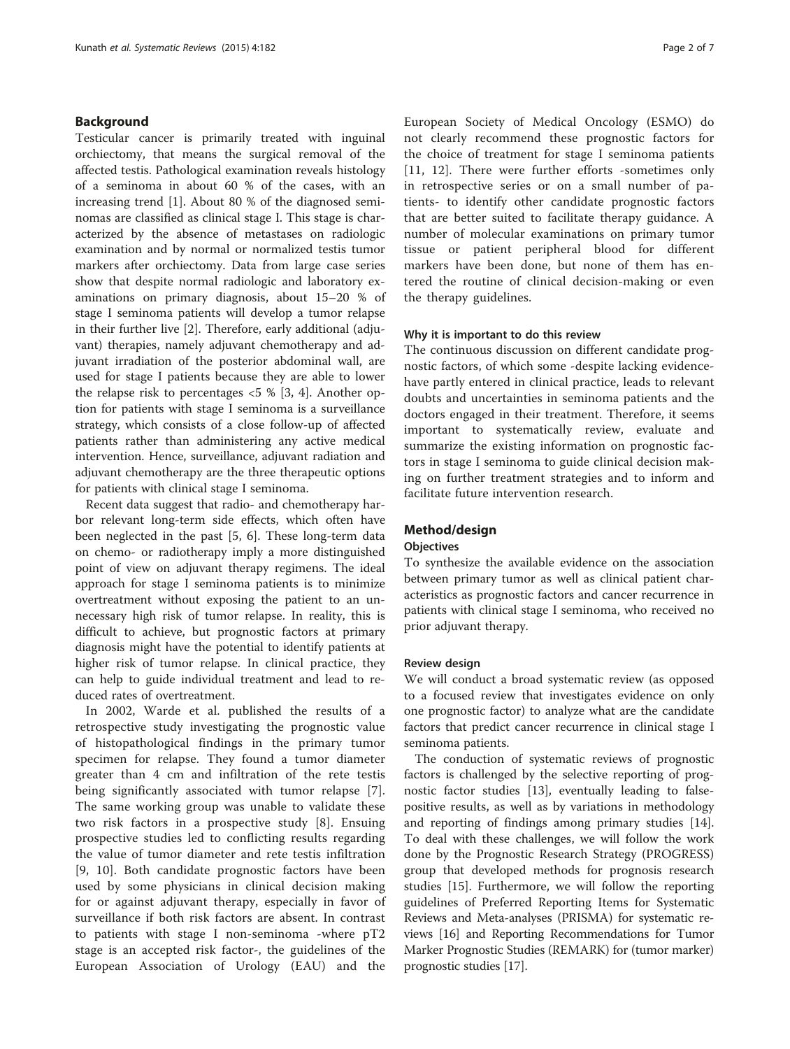## Background

Testicular cancer is primarily treated with inguinal orchiectomy, that means the surgical removal of the affected testis. Pathological examination reveals histology of a seminoma in about 60 % of the cases, with an increasing trend [1]. About 80 % of the diagnosed seminomas are classified as clinical stage I. This stage is characterized by the absence of metastases on radiologic examination and by normal or normalized testis tumor markers after orchiectomy. Data from large case series show that despite normal radiologic and laboratory examinations on primary diagnosis, about 15–20 % of stage I seminoma patients will develop a tumor relapse in their further live [2]. Therefore, early additional (adjuvant) therapies, namely adjuvant chemotherapy and adjuvant irradiation of the posterior abdominal wall, are used for stage I patients because they are able to lower the relapse risk to percentages <5 % [3, 4]. Another option for patients with stage I seminoma is a surveillance strategy, which consists of a close follow-up of affected patients rather than administering any active medical intervention. Hence, surveillance, adjuvant radiation and adjuvant chemotherapy are the three therapeutic options for patients with clinical stage I seminoma.

Recent data suggest that radio- and chemotherapy harbor relevant long-term side effects, which often have been neglected in the past [5, 6]. These long-term data on chemo- or radiotherapy imply a more distinguished point of view on adjuvant therapy regimens. The ideal approach for stage I seminoma patients is to minimize overtreatment without exposing the patient to an unnecessary high risk of tumor relapse. In reality, this is difficult to achieve, but prognostic factors at primary diagnosis might have the potential to identify patients at higher risk of tumor relapse. In clinical practice, they can help to guide individual treatment and lead to reduced rates of overtreatment.

In 2002, Warde et al. published the results of a retrospective study investigating the prognostic value of histopathological findings in the primary tumor specimen for relapse. They found a tumor diameter greater than 4 cm and infiltration of the rete testis being significantly associated with tumor relapse [7]. The same working group was unable to validate these two risk factors in a prospective study [8]. Ensuing prospective studies led to conflicting results regarding the value of tumor diameter and rete testis infiltration [9, 10]. Both candidate prognostic factors have been used by some physicians in clinical decision making for or against adjuvant therapy, especially in favor of surveillance if both risk factors are absent. In contrast to patients with stage I non-seminoma -where pT2 stage is an accepted risk factor-, the guidelines of the European Association of Urology (EAU) and the European Society of Medical Oncology (ESMO) do not clearly recommend these prognostic factors for the choice of treatment for stage I seminoma patients [11, 12]. There were further efforts -sometimes only in retrospective series or on a small number of patients- to identify other candidate prognostic factors that are better suited to facilitate therapy guidance. A number of molecular examinations on primary tumor tissue or patient peripheral blood for different markers have been done, but none of them has entered the routine of clinical decision-making or even the therapy guidelines.

### Why it is important to do this review

The continuous discussion on different candidate prognostic factors, of which some -despite lacking evidence- have partly entered in clinical practice, leads to relevant doubts and uncertainties in seminoma patients and the doctors engaged in their treatment. Therefore, it seems important to systematically review, evaluate and summarize the existing information on prognostic factors in stage I seminoma to guide clinical decision making on further treatment strategies and to inform and facilitate future intervention research.

## Method/design

### Objectives

To synthesize the available evidence on the association between primary tumor as well as clinical patient characteristics as prognostic factors and cancer recurrence in patients with clinical stage I seminoma, who received no prior adjuvant therapy.

### Review design

We will conduct a broad systematic review (as opposed to a focused review that investigates evidence on only one prognostic factor) to analyze what are the candidate factors that predict cancer recurrence in clinical stage I seminoma patients.

The conduction of systematic reviews of prognostic factors is challenged by the selective reporting of prognostic factor studies [13], eventually leading to false-positive results, as well as by variations in methodology and reporting of findings among primary studies [14]. To deal with these challenges, we will follow the work done by the Prognostic Research Strategy (PROGRESS) group that developed methods for prognosis research studies [15]. Furthermore, we will follow the reporting guidelines of Preferred Reporting Items for Systematic Reviews and Meta-analyses (PRISMA) for systematic reviews [16] and Reporting Recommendations for Tumor Marker Prognostic Studies (REMARK) for (tumor marker) prognostic studies [17].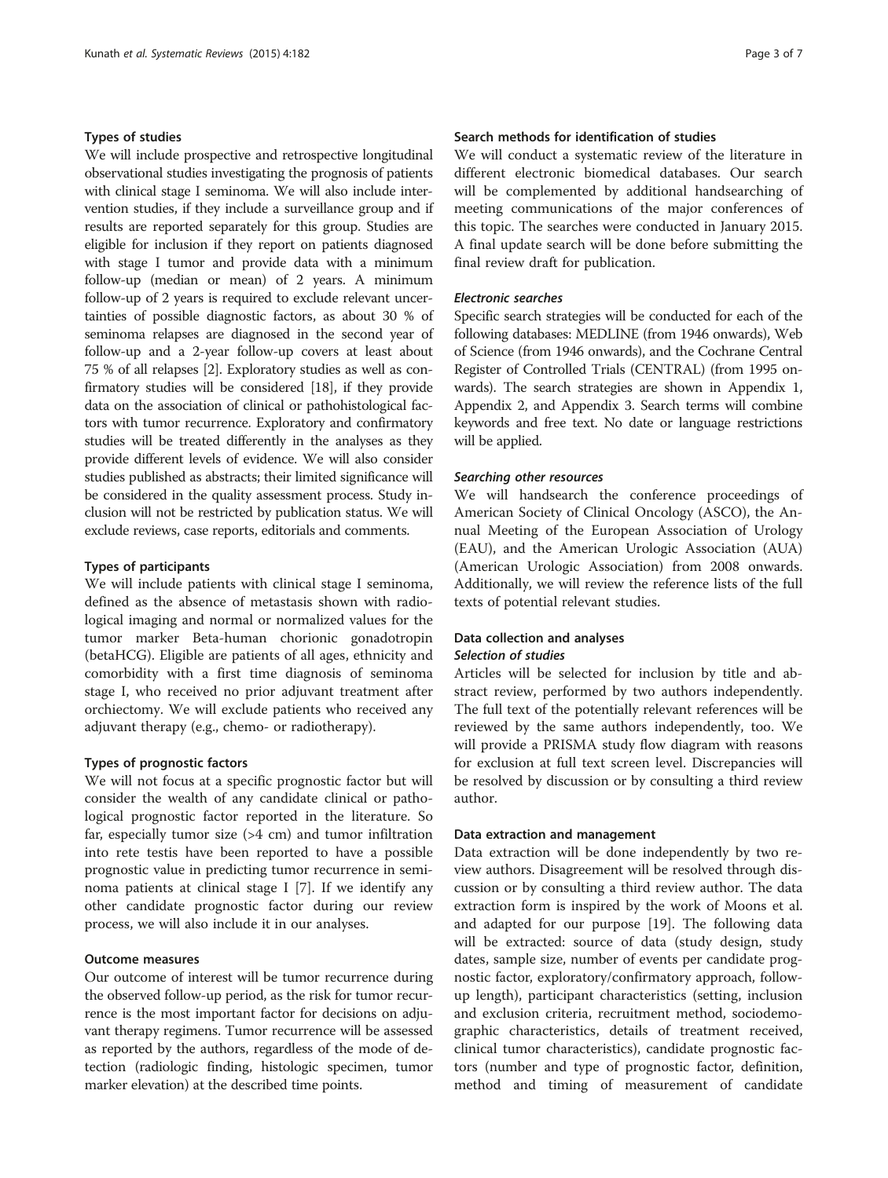### Types of studies

We will include prospective and retrospective longitudinal observational studies investigating the prognosis of patients with clinical stage I seminoma. We will also include intervention studies, if they include a surveillance group and if results are reported separately for this group. Studies are eligible for inclusion if they report on patients diagnosed with stage I tumor and provide data with a minimum follow-up (median or mean) of 2 years. A minimum follow-up of 2 years is required to exclude relevant uncertainties of possible diagnostic factors, as about 30 % of seminoma relapses are diagnosed in the second year of follow-up and a 2-year follow-up covers at least about 75 % of all relapses [2]. Exploratory studies as well as confirmatory studies will be considered [18], if they provide data on the association of clinical or pathohistological factors with tumor recurrence. Exploratory and confirmatory studies will be treated differently in the analyses as they provide different levels of evidence. We will also consider studies published as abstracts; their limited significance will be considered in the quality assessment process. Study inclusion will not be restricted by publication status. We will exclude reviews, case reports, editorials and comments.

### Types of participants

We will include patients with clinical stage I seminoma, defined as the absence of metastasis shown with radiological imaging and normal or normalized values for the tumor marker Beta-human chorionic gonadotropin (betaHCG). Eligible are patients of all ages, ethnicity and comorbidity with a first time diagnosis of seminoma stage I, who received no prior adjuvant treatment after orchiectomy. We will exclude patients who received any adjuvant therapy (e.g., chemo- or radiotherapy).

### Types of prognostic factors

We will not focus at a specific prognostic factor but will consider the wealth of any candidate clinical or pathological prognostic factor reported in the literature. So far, especially tumor size (>4 cm) and tumor infiltration into rete testis have been reported to have a possible prognostic value in predicting tumor recurrence in seminoma patients at clinical stage I [7]. If we identify any other candidate prognostic factor during our review process, we will also include it in our analyses.

### Outcome measures

Our outcome of interest will be tumor recurrence during the observed follow-up period, as the risk for tumor recurrence is the most important factor for decisions on adjuvant therapy regimens. Tumor recurrence will be assessed as reported by the authors, regardless of the mode of detection (radiologic finding, histologic specimen, tumor marker elevation) at the described time points.

### Search methods for identification of studies

We will conduct a systematic review of the literature in different electronic biomedical databases. Our search will be complemented by additional handsearching of meeting communications of the major conferences of this topic. The searches were conducted in January 2015. A final update search will be done before submitting the final review draft for publication.

#### *Electronic searches*

Specific search strategies will be conducted for each of the following databases: MEDLINE (from 1946 onwards), Web of Science (from 1946 onwards), and the Cochrane Central Register of Controlled Trials (CENTRAL) (from 1995 onwards). The search strategies are shown in Appendix 1, Appendix 2, and Appendix 3. Search terms will combine keywords and free text. No date or language restrictions will be applied.

#### *Searching other resources*

We will handsearch the conference proceedings of American Society of Clinical Oncology (ASCO), the Annual Meeting of the European Association of Urology (EAU), and the American Urologic Association (AUA) (American Urologic Association) from 2008 onwards. Additionally, we will review the reference lists of the full texts of potential relevant studies.

### Data collection and analyses

#### *Selection of studies*

Articles will be selected for inclusion by title and abstract review, performed by two authors independently. The full text of the potentially relevant references will be reviewed by the same authors independently, too. We will provide a PRISMA study flow diagram with reasons for exclusion at full text screen level. Discrepancies will be resolved by discussion or by consulting a third review author.

#### Data extraction and management

Data extraction will be done independently by two review authors. Disagreement will be resolved through discussion or by consulting a third review author. The data extraction form is inspired by the work of Moons et al. and adapted for our purpose [19]. The following data will be extracted: source of data (study design, study dates, sample size, number of events per candidate prognostic factor, exploratory/confirmatory approach, follow-up length), participant characteristics (setting, inclusion and exclusion criteria, recruitment method, sociodemographic characteristics, details of treatment received, clinical tumor characteristics), candidate prognostic factors (number and type of prognostic factor, definition, method and timing of measurement of candidate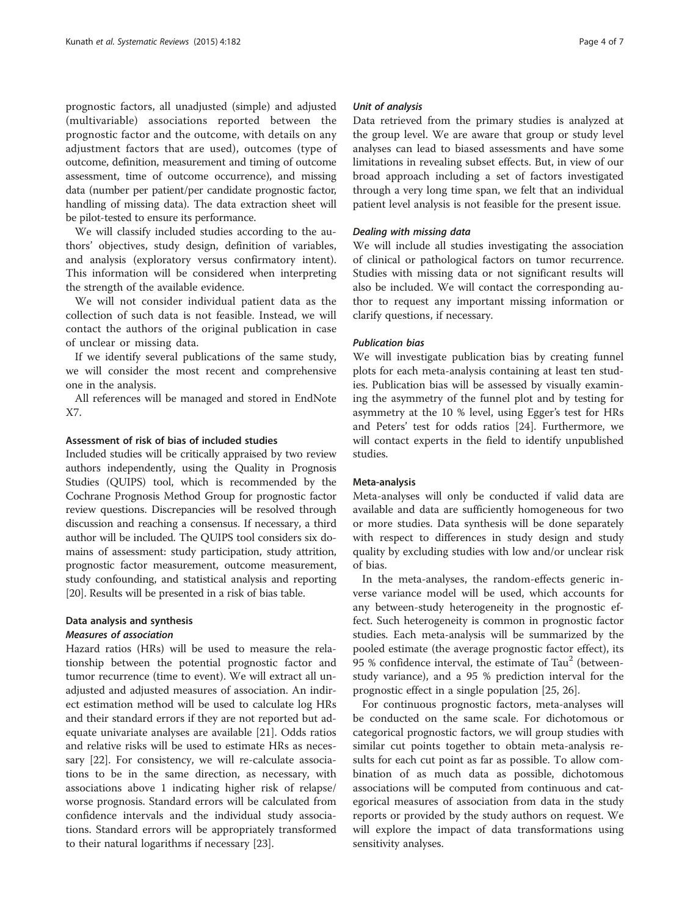prognostic factors, all unadjusted (simple) and adjusted (multivariable) associations reported between the prognostic factor and the outcome, with details on any adjustment factors that are used), outcomes (type of outcome, definition, measurement and timing of outcome assessment, time of outcome occurrence), and missing data (number per patient/per candidate prognostic factor, handling of missing data). The data extraction sheet will be pilot-tested to ensure its performance.

We will classify included studies according to the authors' objectives, study design, definition of variables, and analysis (exploratory versus confirmatory intent). This information will be considered when interpreting the strength of the available evidence.

We will not consider individual patient data as the collection of such data is not feasible. Instead, we will contact the authors of the original publication in case of unclear or missing data.

If we identify several publications of the same study, we will consider the most recent and comprehensive one in the analysis.

All references will be managed and stored in EndNote X7.

### Assessment of risk of bias of included studies

Included studies will be critically appraised by two review authors independently, using the Quality in Prognosis Studies (QUIPS) tool, which is recommended by the Cochrane Prognosis Method Group for prognostic factor review questions. Discrepancies will be resolved through discussion and reaching a consensus. If necessary, a third author will be included. The QUIPS tool considers six domains of assessment: study participation, study attrition, prognostic factor measurement, outcome measurement, study confounding, and statistical analysis and reporting [20]. Results will be presented in a risk of bias table.

### Data analysis and synthesis

#### *Measures of association*

Hazard ratios (HRs) will be used to measure the relationship between the potential prognostic factor and tumor recurrence (time to event). We will extract all unadjusted and adjusted measures of association. An indirect estimation method will be used to calculate log HRs and their standard errors if they are not reported but adequate univariate analyses are available [21]. Odds ratios and relative risks will be used to estimate HRs as necessary [22]. For consistency, we will re-calculate associations to be in the same direction, as necessary, with associations above 1 indicating higher risk of relapse/worse prognosis. Standard errors will be calculated from confidence intervals and the individual study associations. Standard errors will be appropriately transformed to their natural logarithms if necessary [23].

#### *Unit of analysis*

Data retrieved from the primary studies is analyzed at the group level. We are aware that group or study level analyses can lead to biased assessments and have some limitations in revealing subset effects. But, in view of our broad approach including a set of factors investigated through a very long time span, we felt that an individual patient level analysis is not feasible for the present issue.

#### *Dealing with missing data*

We will include all studies investigating the association of clinical or pathological factors on tumor recurrence. Studies with missing data or not significant results will also be included. We will contact the corresponding author to request any important missing information or clarify questions, if necessary.

#### *Publication bias*

We will investigate publication bias by creating funnel plots for each meta-analysis containing at least ten studies. Publication bias will be assessed by visually examining the asymmetry of the funnel plot and by testing for asymmetry at the 10 % level, using Egger's test for HRs and Peters' test for odds ratios [24]. Furthermore, we will contact experts in the field to identify unpublished studies.

### Meta-analysis

Meta-analyses will only be conducted if valid data are available and data are sufficiently homogeneous for two or more studies. Data synthesis will be done separately with respect to differences in study design and study quality by excluding studies with low and/or unclear risk of bias.

In the meta-analyses, the random-effects generic inverse variance model will be used, which accounts for any between-study heterogeneity in the prognostic effect. Such heterogeneity is common in prognostic factor studies. Each meta-analysis will be summarized by the pooled estimate (the average prognostic factor effect), its 95 % confidence interval, the estimate of $Tau^2$ (between-study variance), and a 95 % prediction interval for the prognostic effect in a single population [25, 26].

For continuous prognostic factors, meta-analyses will be conducted on the same scale. For dichotomous or categorical prognostic factors, we will group studies with similar cut points together to obtain meta-analysis results for each cut point as far as possible. To allow combination of as much data as possible, dichotomous associations will be computed from continuous and categorical measures of association from data in the study reports or provided by the study authors on request. We will explore the impact of data transformations using sensitivity analyses.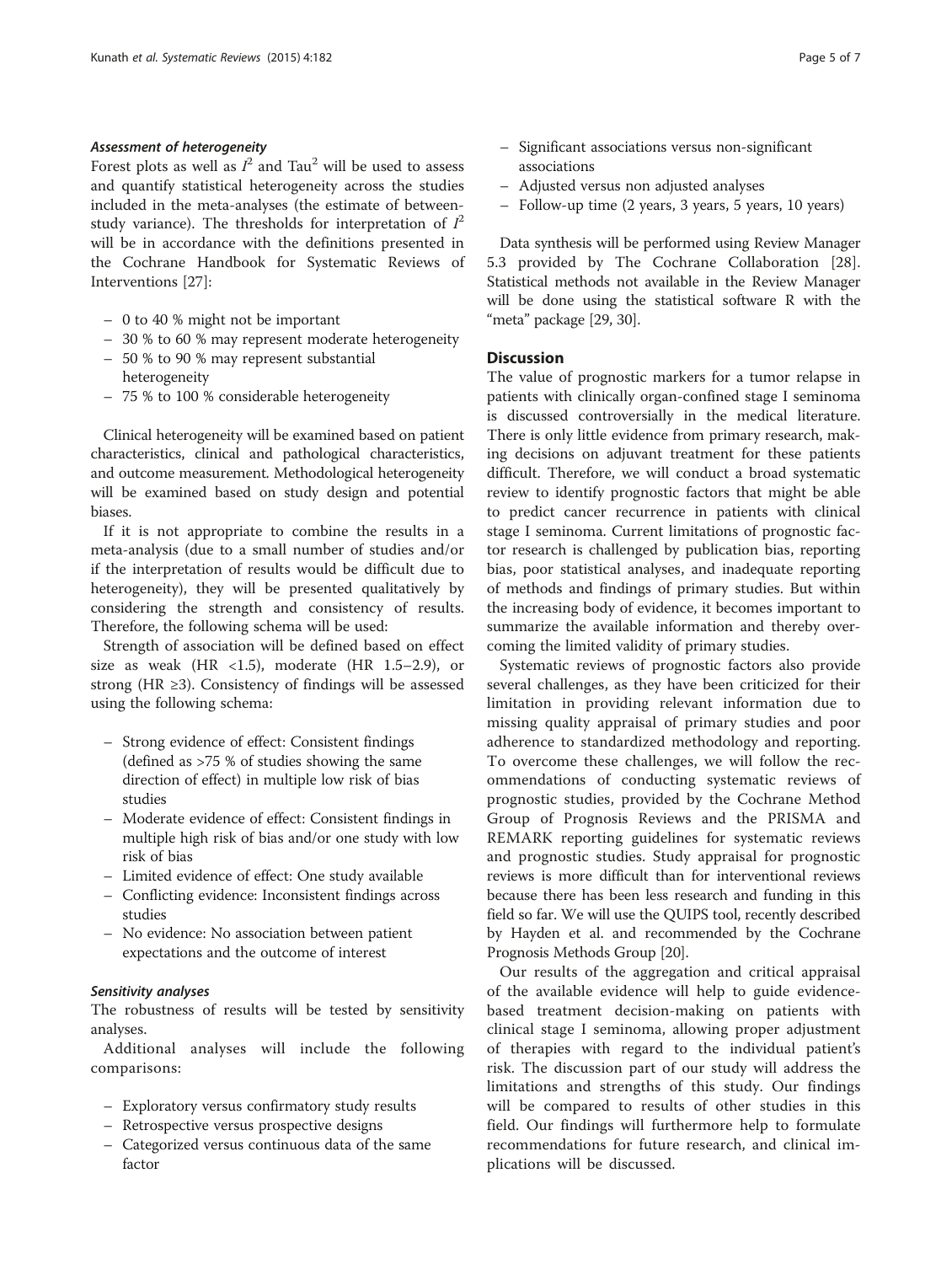#### *Assessment of heterogeneity*

Forest plots as well as $I^2$ and $\text{Tau}^2$ will be used to assess and quantify statistical heterogeneity across the studies included in the meta-analyses (the estimate of between-study variance). The thresholds for interpretation of $I^2$ will be in accordance with the definitions presented in the Cochrane Handbook for Systematic Reviews of Interventions [27]:

- 0 to 40 % might not be important
- 30 % to 60 % may represent moderate heterogeneity
- 50 % to 90 % may represent substantial heterogeneity
- 75 % to 100 % considerable heterogeneity

Clinical heterogeneity will be examined based on patient characteristics, clinical and pathological characteristics, and outcome measurement. Methodological heterogeneity will be examined based on study design and potential biases.

If it is not appropriate to combine the results in a meta-analysis (due to a small number of studies and/or if the interpretation of results would be difficult due to heterogeneity), they will be presented qualitatively by considering the strength and consistency of results. Therefore, the following schema will be used:

Strength of association will be defined based on effect size as weak (HR <1.5), moderate (HR 1.5–2.9), or strong (HR ≥3). Consistency of findings will be assessed using the following schema:

- Strong evidence of effect: Consistent findings (defined as >75 % of studies showing the same direction of effect) in multiple low risk of bias studies
- Moderate evidence of effect: Consistent findings in multiple high risk of bias and/or one study with low risk of bias
- Limited evidence of effect: One study available
- Conflicting evidence: Inconsistent findings across studies
- No evidence: No association between patient expectations and the outcome of interest

#### *Sensitivity analyses*

The robustness of results will be tested by sensitivity analyses.

Additional analyses will include the following comparisons:

- Exploratory versus confirmatory study results
- Retrospective versus prospective designs
- Categorized versus continuous data of the same factor
- Significant associations versus non-significant associations
- Adjusted versus non adjusted analyses
- Follow-up time (2 years, 3 years, 5 years, 10 years)

Data synthesis will be performed using Review Manager 5.3 provided by The Cochrane Collaboration [28]. Statistical methods not available in the Review Manager will be done using the statistical software R with the "meta" package [29, 30].

## Discussion

The value of prognostic markers for a tumor relapse in patients with clinically organ-confined stage I seminoma is discussed controversially in the medical literature. There is only little evidence from primary research, making decisions on adjuvant treatment for these patients difficult. Therefore, we will conduct a broad systematic review to identify prognostic factors that might be able to predict cancer recurrence in patients with clinical stage I seminoma. Current limitations of prognostic factor research is challenged by publication bias, reporting bias, poor statistical analyses, and inadequate reporting of methods and findings of primary studies. But within the increasing body of evidence, it becomes important to summarize the available information and thereby overcoming the limited validity of primary studies.

Systematic reviews of prognostic factors also provide several challenges, as they have been criticized for their limitation in providing relevant information due to missing quality appraisal of primary studies and poor adherence to standardized methodology and reporting. To overcome these challenges, we will follow the recommendations of conducting systematic reviews of prognostic studies, provided by the Cochrane Method Group of Prognosis Reviews and the PRISMA and REMARK reporting guidelines for systematic reviews and prognostic studies. Study appraisal for prognostic reviews is more difficult than for interventional reviews because there has been less research and funding in this field so far. We will use the QUIPS tool, recently described by Hayden et al. and recommended by the Cochrane Prognosis Methods Group [20].

Our results of the aggregation and critical appraisal of the available evidence will help to guide evidence-based treatment decision-making on patients with clinical stage I seminoma, allowing proper adjustment of therapies with regard to the individual patient's risk. The discussion part of our study will address the limitations and strengths of this study. Our findings will be compared to results of other studies in this field. Our findings will furthermore help to formulate recommendations for future research, and clinical implications will be discussed.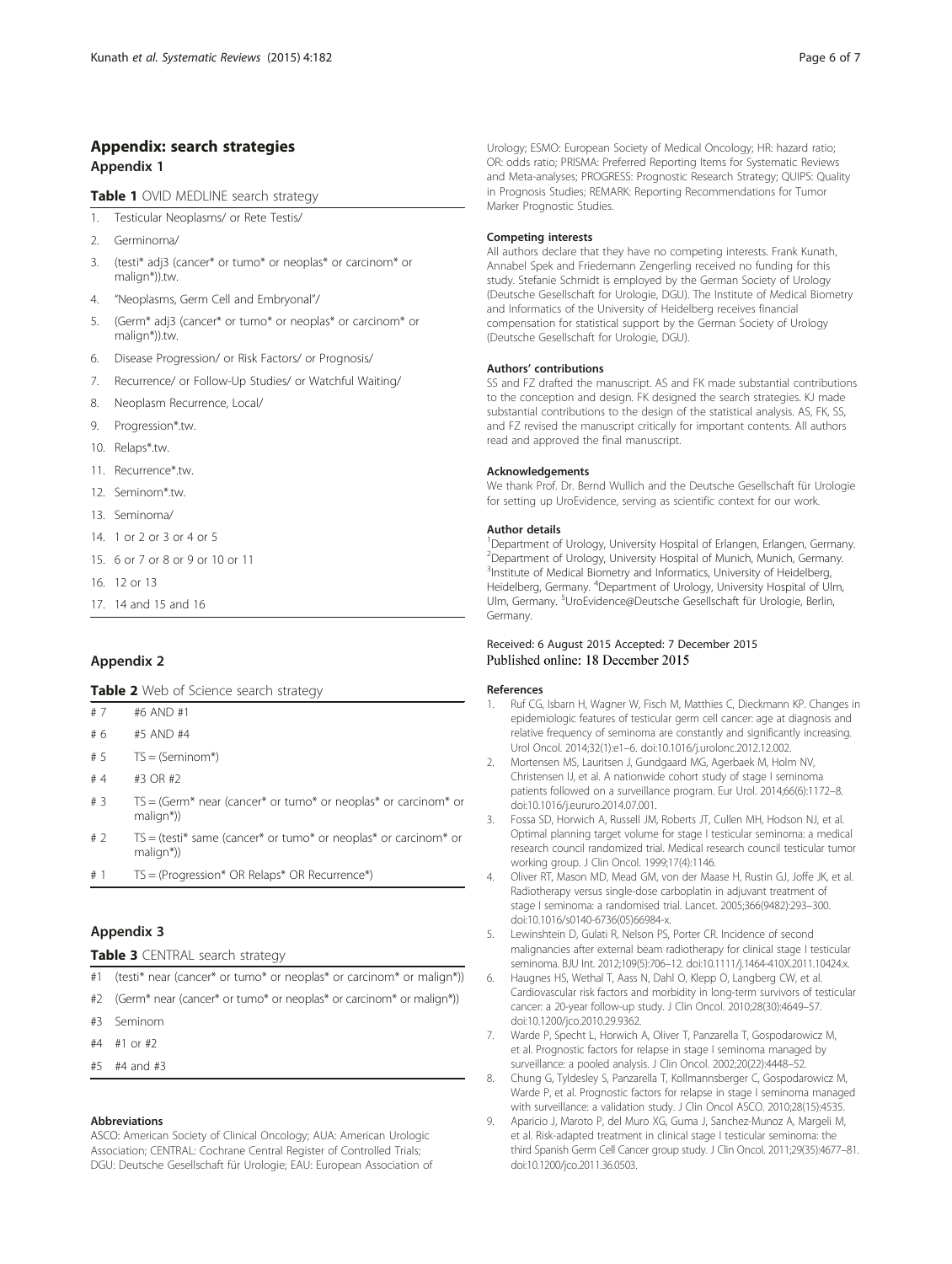## Appendix: search strategies

### Appendix 1

**Table 1** OVID MEDLINE search strategy

1. Testicular Neoplasms/ or Rete Testis/
2. Germinoma/
3. (testi* adj3 (cancer* or tumo* or neoplas* or carcinom* or malign*)).tw.
4. "Neoplasms, Germ Cell and Embryonal"/
5. (Germ* adj3 (cancer* or tumo* or neoplas* or carcinom* or malign*)).tw.
6. Disease Progression/ or Risk Factors/ or Prognosis/
7. Recurrence/ or Follow-Up Studies/ or Watchful Waiting/
8. Neoplasm Recurrence, Local/
9. Progression*.tw.
10. Relaps*.tw.
11. Recurrence*.tw.
12. Seminom*.tw.
13. Seminoma/
14. 1 or 2 or 3 or 4 or 5
15. 6 or 7 or 8 or 9 or 10 or 11
16. 12 or 13
17. 14 and 15 and 16

### Appendix 2

**Table 2** Web of Science search strategy

| | |
|---|---|
| # 7 | #6 AND #1 |
| # 6 | #5 AND #4 |
| # 5 | TS = (Seminom*) |
| # 4 | #3 OR #2 |
| # 3 | TS = (Germ* near (cancer* or tumo* or neoplas* or carcinom* or malign*)) |
| # 2 | TS = (testi* same (cancer* or tumo* or neoplas* or carcinom* or malign*)) |
| # 1 | TS = (Progression* OR Relaps* OR Recurrence*) |

### Appendix 3

**Table 3** CENTRAL search strategy

| | |
|---|---|
| #1 | (testi* near (cancer* or tumo* or neoplas* or carcinom* or malign*)) |
| #2 | (Germ* near (cancer* or tumo* or neoplas* or carcinom* or malign*)) |
| #3 | Seminom |
| #4 | #1 or #2 |
| #5 | #4 and #3 |

#### Abbreviations

ASCO: American Society of Clinical Oncology; AUA: American Urologic Association; CENTRAL: Cochrane Central Register of Controlled Trials; DGU: Deutsche Gesellschaft für Urologie; EAU: European Association of Urology; ESMO: European Society of Medical Oncology; HR: hazard ratio; OR: odds ratio; PRISMA: Preferred Reporting Items for Systematic Reviews and Meta-analyses; PROGRESS: Prognostic Research Strategy; QUIPS: Quality in Prognosis Studies; REMARK: Reporting Recommendations for Tumor Marker Prognostic Studies.

#### Competing interests

All authors declare that they have no competing interests. Frank Kunath, Annabel Spek and Friedemann Zengerling received no funding for this study. Stefanie Schmidt is employed by the German Society of Urology (Deutsche Gesellschaft for Urologie, DGU). The Institute of Medical Biometry and Informatics of the University of Heidelberg receives financial compensation for statistical support by the German Society of Urology (Deutsche Gesellschaft for Urologie, DGU).

#### Authors' contributions

SS and FZ drafted the manuscript. AS and FK made substantial contributions to the conception and design. FK designed the search strategies. KJ made substantial contributions to the design of the statistical analysis. AS, FK, SS, and FZ revised the manuscript critically for important contents. All authors read and approved the final manuscript.

#### Acknowledgements

We thank Prof. Dr. Bernd Wullich and the Deutsche Gesellschaft für Urologie for setting up UroEvidence, serving as scientific context for our work.

#### Author details

[1]Department of Urology, University Hospital of Erlangen, Erlangen, Germany. [2]Department of Urology, University Hospital of Munich, Munich, Germany. [3]Institute of Medical Biometry and Informatics, University of Heidelberg, Heidelberg, Germany. [4]Department of Urology, University Hospital of Ulm, Ulm, Germany. [5]UroEvidence@Deutsche Gesellschaft für Urologie, Berlin, Germany.

Received: 6 August 2015 Accepted: 7 December 2015
Published online: 18 December 2015

#### References

1. Ruf CG, Isbarn H, Wagner W, Fisch M, Matthies C, Dieckmann KP. Changes in epidemiologic features of testicular germ cell cancer: age at diagnosis and relative frequency of seminoma are constantly and significantly increasing. Urol Oncol. 2014;32(1):e1–6. doi:10.1016/j.urolonc.2012.12.002.
2. Mortensen MS, Lauritsen J, Gundgaard MG, Agerbaek M, Holm NV, Christensen IJ, et al. A nationwide cohort study of stage I seminoma patients followed on a surveillance program. Eur Urol. 2014;66(6):1172–8. doi:10.1016/j.eururo.2014.07.001.
3. Fossa SD, Horwich A, Russell JM, Roberts JT, Cullen MH, Hodson NJ, et al. Optimal planning target volume for stage I testicular seminoma: a medical research council randomized trial. Medical research council testicular tumor working group. J Clin Oncol. 1999;17(4):1146.
4. Oliver RT, Mason MD, Mead GM, von der Maase H, Rustin GJ, Joffe JK, et al. Radiotherapy versus single-dose carboplatin in adjuvant treatment of stage I seminoma: a randomised trial. Lancet. 2005;366(9482):293–300. doi:10.1016/s0140-6736(05)66984-x.
5. Lewinshtein D, Gulati R, Nelson PS, Porter CR. Incidence of second malignancies after external beam radiotherapy for clinical stage I testicular seminoma. BJU Int. 2012;109(5):706–12. doi:10.1111/j.1464-410X.2011.10424.x.
6. Haugnes HS, Wethal T, Aass N, Dahl O, Klepp O, Langberg CW, et al. Cardiovascular risk factors and morbidity in long-term survivors of testicular cancer: a 20-year follow-up study. J Clin Oncol. 2010;28(30):4649–57. doi:10.1200/jco.2010.29.9362.
7. Warde P, Specht L, Horwich A, Oliver T, Panzarella T, Gospodarowicz M, et al. Prognostic factors for relapse in stage I seminoma managed by surveillance: a pooled analysis. J Clin Oncol. 2002;20(22):4448–52.
8. Chung G, Tyldesley S, Panzarella T, Kollmannsberger C, Gospodarowicz M, Warde P, et al. Prognostic factors for relapse in stage I seminoma managed with surveillance: a validation study. J Clin Oncol ASCO. 2010;28(15):4535.
9. Aparicio J, Maroto P, del Muro XG, Guma J, Sanchez-Munoz A, Margeli M, et al. Risk-adapted treatment in clinical stage I testicular seminoma: the third Spanish Germ Cell Cancer group study. J Clin Oncol. 2011;29(35):4677–81. doi:10.1200/jco.2011.36.0503.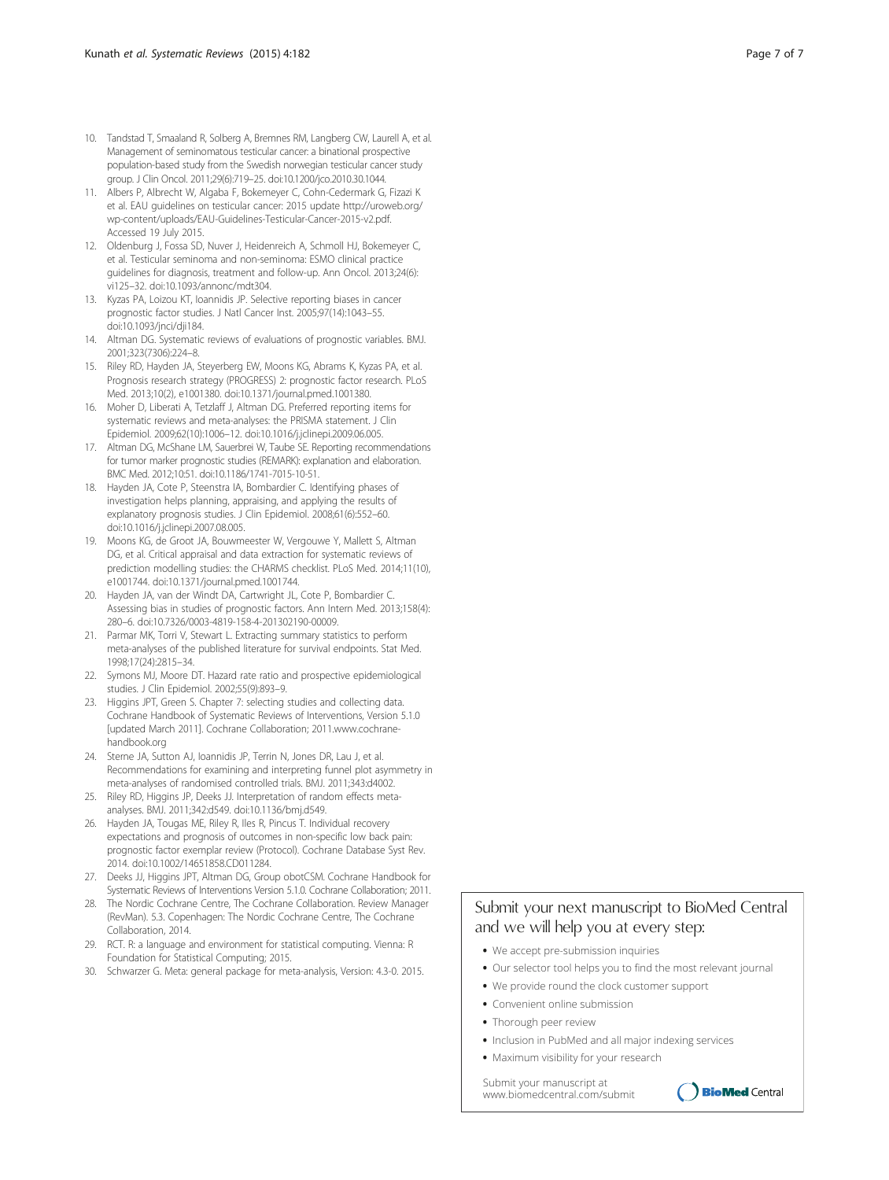10. Tandstad T, Smaaland R, Solberg A, Bremnes RM, Langberg CW, Laurell A, et al. Management of seminomatous testicular cancer: a binational prospective population-based study from the Swedish norwegian testicular cancer study group. J Clin Oncol. 2011;29(6):719–25. doi:10.1200/jco.2010.30.1044.
11. Albers P, Albrecht W, Algaba F, Bokemeyer C, Cohn-Cedermark G, Fizazi K et al. EAU guidelines on testicular cancer: 2015 update http://uroweb.org/wp-content/uploads/EAU-Guidelines-Testicular-Cancer-2015-v2.pdf. Accessed 19 July 2015.
12. Oldenburg J, Fossa SD, Nuver J, Heidenreich A, Schmoll HJ, Bokemeyer C, et al. Testicular seminoma and non-seminoma: ESMO clinical practice guidelines for diagnosis, treatment and follow-up. Ann Oncol. 2013;24(6):vi125–32. doi:10.1093/annonc/mdt304.
13. Kyzas PA, Loizou KT, Ioannidis JP. Selective reporting biases in cancer prognostic factor studies. J Natl Cancer Inst. 2005;97(14):1043–55. doi:10.1093/jnci/dji184.
14. Altman DG. Systematic reviews of evaluations of prognostic variables. BMJ. 2001;323(7306):224–8.
15. Riley RD, Hayden JA, Steyerberg EW, Moons KG, Abrams K, Kyzas PA, et al. Prognosis research strategy (PROGRESS) 2: prognostic factor research. PLoS Med. 2013;10(2), e1001380. doi:10.1371/journal.pmed.1001380.
16. Moher D, Liberati A, Tetzlaff J, Altman DG. Preferred reporting items for systematic reviews and meta-analyses: the PRISMA statement. J Clin Epidemiol. 2009;62(10):1006–12. doi:10.1016/j.jclinepi.2009.06.005.
17. Altman DG, McShane LM, Sauerbrei W, Taube SE. Reporting recommendations for tumor marker prognostic studies (REMARK): explanation and elaboration. BMC Med. 2012;10:51. doi:10.1186/1741-7015-10-51.
18. Hayden JA, Cote P, Steenstra IA, Bombardier C. Identifying phases of investigation helps planning, appraising, and applying the results of explanatory prognosis studies. J Clin Epidemiol. 2008;61(6):552–60. doi:10.1016/j.jclinepi.2007.08.005.
19. Moons KG, de Groot JA, Bouwmeester W, Vergouwe Y, Mallett S, Altman DG, et al. Critical appraisal and data extraction for systematic reviews of prediction modelling studies: the CHARMS checklist. PLoS Med. 2014;11(10), e1001744. doi:10.1371/journal.pmed.1001744.
20. Hayden JA, van der Windt DA, Cartwright JL, Cote P, Bombardier C. Assessing bias in studies of prognostic factors. Ann Intern Med. 2013;158(4):280–6. doi:10.7326/0003-4819-158-4-201302190-00009.
21. Parmar MK, Torri V, Stewart L. Extracting summary statistics to perform meta-analyses of the published literature for survival endpoints. Stat Med. 1998;17(24):2815–34.
22. Symons MJ, Moore DT. Hazard rate ratio and prospective epidemiological studies. J Clin Epidemiol. 2002;55(9):893–9.
23. Higgins JPT, Green S. Chapter 7: selecting studies and collecting data. Cochrane Handbook of Systematic Reviews of Interventions, Version 5.1.0 [updated March 2011]. Cochrane Collaboration; 2011.www.cochrane-handbook.org
24. Sterne JA, Sutton AJ, Ioannidis JP, Terrin N, Jones DR, Lau J, et al. Recommendations for examining and interpreting funnel plot asymmetry in meta-analyses of randomised controlled trials. BMJ. 2011;343:d4002.
25. Riley RD, Higgins JP, Deeks JJ. Interpretation of random effects meta-analyses. BMJ. 2011;342:d549. doi:10.1136/bmj.d549.
26. Hayden JA, Tougas ME, Riley R, Iles R, Pincus T. Individual recovery expectations and prognosis of outcomes in non-specific low back pain: prognostic factor exemplar review (Protocol). Cochrane Database Syst Rev. 2014. doi:10.1002/14651858.CD011284.
27. Deeks JJ, Higgins JPT, Altman DG, Group obotCSM. Cochrane Handbook for Systematic Reviews of Interventions Version 5.1.0. Cochrane Collaboration; 2011.
28. The Nordic Cochrane Centre, The Cochrane Collaboration. Review Manager (RevMan). 5.3. Copenhagen: The Nordic Cochrane Centre, The Cochrane Collaboration, 2014.
29. RCT. R: a language and environment for statistical computing. Vienna: R Foundation for Statistical Computing; 2015.
30. Schwarzer G. Meta: general package for meta-analysis, Version: 4.3-0. 2015.

Submit your next manuscript to BioMed Central and we will help you at every step:

- We accept pre-submission inquiries
- Our selector tool helps you to find the most relevant journal
- We provide round the clock customer support
- Convenient online submission
- Thorough peer review
- Inclusion in PubMed and all major indexing services
- Maximum visibility for your research

Submit your manuscript at www.biomedcentral.com/submit

BioMed Central